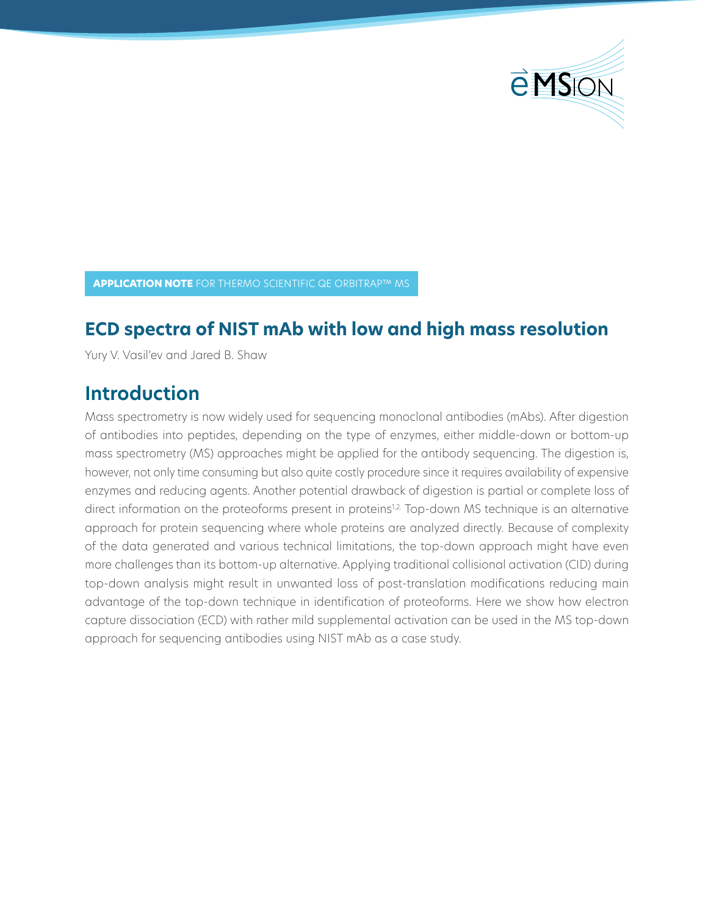**APPLICATION NOTE** FOR THERMO SCIENTIFIC QE ORBITRAP™ MS

# ECD spectra of NIST mAb with low and high mass resolution

Yury V. Vasil'ev and Jared B. Shaw

## Introduction

Mass spectrometry is now widely used for sequencing monoclonal antibodies (mAbs). After digestion of antibodies into peptides, depending on the type of enzymes, either middle-down or bottom-up mass spectrometry (MS) approaches might be applied for the antibody sequencing. The digestion is, however, not only time consuming but also quite costly procedure since it requires availability of expensive enzymes and reducing agents. Another potential drawback of digestion is partial or complete loss of direct information on the proteoforms present in proteins[1,2]. Top-down MS technique is an alternative approach for protein sequencing where whole proteins are analyzed directly. Because of complexity of the data generated and various technical limitations, the top-down approach might have even more challenges than its bottom-up alternative. Applying traditional collisional activation (CID) during top-down analysis might result in unwanted loss of post-translation modifications reducing main advantage of the top-down technique in identification of proteoforms. Here we show how electron capture dissociation (ECD) with rather mild supplemental activation can be used in the MS top-down approach for sequencing antibodies using NIST mAb as a case study.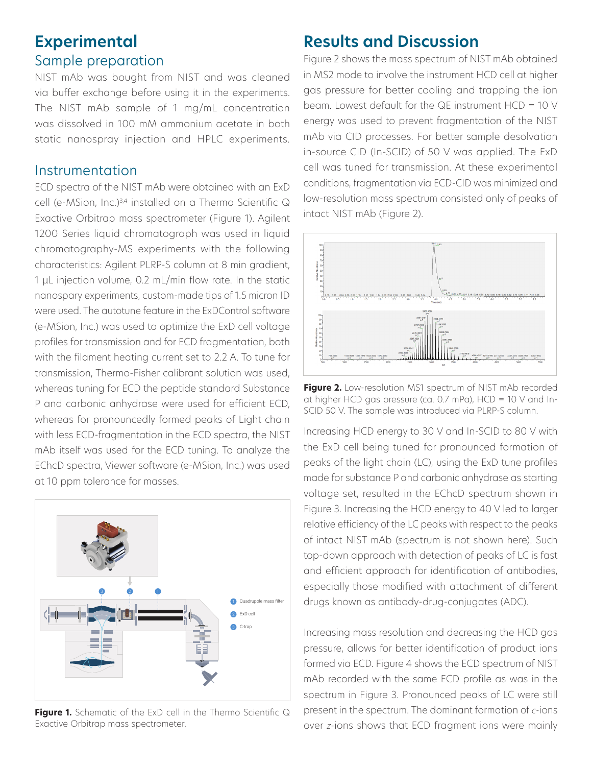# Experimental

## Sample preparation

NIST mAb was bought from NIST and was cleaned via buffer exchange before using it in the experiments. The NIST mAb sample of 1 mg/mL concentration was dissolved in 100 mM ammonium acetate in both static nanospray injection and HPLC experiments.

## Instrumentation

ECD spectra of the NIST mAb were obtained with an ExD cell (e-MSion, Inc.)[3,4] installed on a Thermo Scientific Q Exactive Orbitrap mass spectrometer (Figure 1). Agilent 1200 Series liquid chromatograph was used in liquid chromatography-MS experiments with the following characteristics: Agilent PLRP-S column at 8 min gradient, 1 µL injection volume, 0.2 mL/min flow rate. In the static nanospary experiments, custom-made tips of 1.5 micron ID were used. The autotune feature in the ExDControl software (e-MSion, Inc.) was used to optimize the ExD cell voltage profiles for transmission and for ECD fragmentation, both with the filament heating current set to 2.2 A. To tune for transmission, Thermo-Fisher calibrant solution was used, whereas tuning for ECD the peptide standard Substance P and carbonic anhydrase were used for efficient ECD, whereas for pronouncedly formed peaks of Light chain with less ECD-fragmentation in the ECD spectra, the NIST mAb itself was used for the ECD tuning. To analyze the EChcD spectra, Viewer software (e-MSion, Inc.) was used at 10 ppm tolerance for masses.

**Figure 1.** Schematic of the ExD cell in the Thermo Scientific Q Exactive Orbitrap mass spectrometer.

# Results and Discussion

Figure 2 shows the mass spectrum of NIST mAb obtained in MS2 mode to involve the instrument HCD cell at higher gas pressure for better cooling and trapping the ion beam. Lowest default for the QE instrument HCD = 10 V energy was used to prevent fragmentation of the NIST mAb via CID processes. For better sample desolvation in-source CID (In-SCID) of 50 V was applied. The ExD cell was tuned for transmission. At these experimental conditions, fragmentation via ECD-CID was minimized and low-resolution mass spectrum consisted only of peaks of intact NIST mAb (Figure 2).

**Figure 2.** Low-resolution MS1 spectrum of NIST mAb recorded at higher HCD gas pressure (ca. 0.7 mPa), HCD = 10 V and In-SCID 50 V. The sample was introduced via PLRP-S column.

Increasing HCD energy to 30 V and In-SCID to 80 V with the ExD cell being tuned for pronounced formation of peaks of the light chain (LC), using the ExD tune profiles made for substance P and carbonic anhydrase as starting voltage set, resulted in the EChcD spectrum shown in Figure 3. Increasing the HCD energy to 40 V led to larger relative efficiency of the LC peaks with respect to the peaks of intact NIST mAb (spectrum is not shown here). Such top-down approach with detection of peaks of LC is fast and efficient approach for identification of antibodies, especially those modified with attachment of different drugs known as antibody-drug-conjugates (ADC).

Increasing mass resolution and decreasing the HCD gas pressure, allows for better identification of product ions formed via ECD. Figure 4 shows the ECD spectrum of NIST mAb recorded with the same ECD profile as was in the spectrum in Figure 3. Pronounced peaks of LC were still present in the spectrum. The dominant formation of *c*-ions over *z*-ions shows that ECD fragment ions were mainly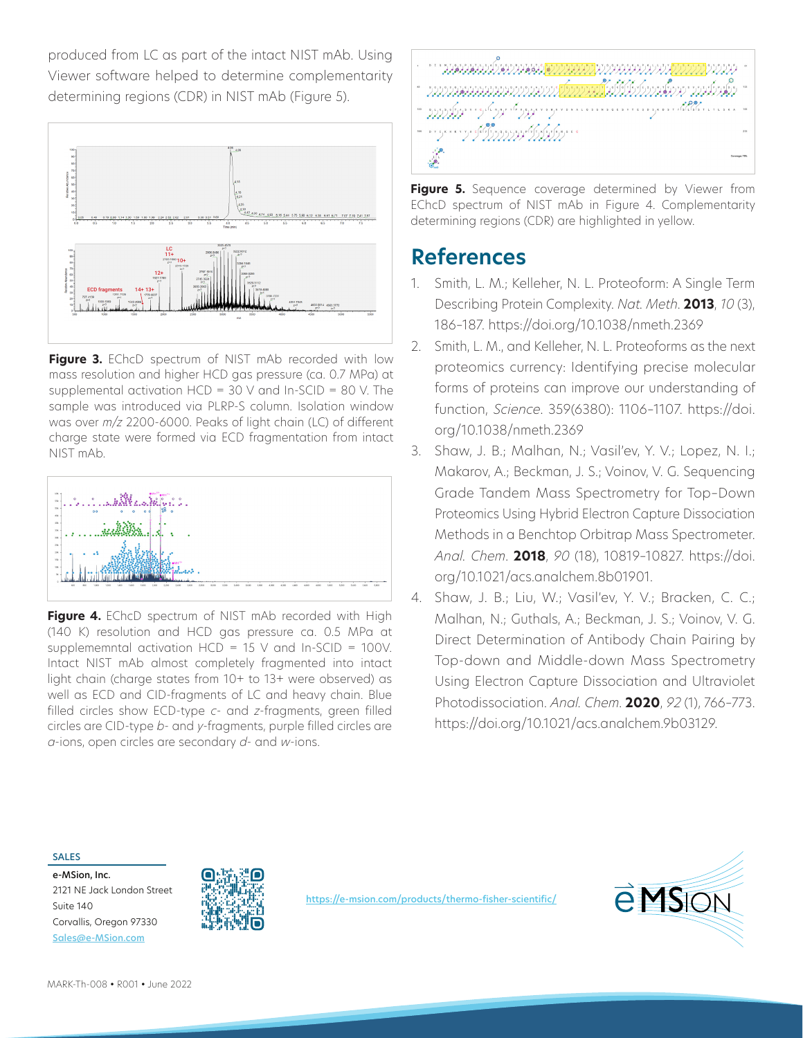produced from LC as part of the intact NIST mAb. Using Viewer software helped to determine complementarity determining regions (CDR) in NIST mAb (Figure 5).

**Figure 3.** EChcD spectrum of NIST mAb recorded with low mass resolution and higher HCD gas pressure (ca. 0.7 MPa) at supplemental activation HCD = 30 V and In-SCID = 80 V. The sample was introduced via PLRP-S column. Isolation window was over *m/z* 2200-6000. Peaks of light chain (LC) of different charge state were formed via ECD fragmentation from intact NIST mAb.

**Figure 4.** EChcD spectrum of NIST mAb recorded with High (140 K) resolution and HCD gas pressure ca. 0.5 MPa at supplememntal activation HCD = 15 V and In-SCID = 100V. Intact NIST mAb almost completely fragmented into intact light chain (charge states from 10+ to 13+ were observed) as well as ECD and CID-fragments of LC and heavy chain. Blue filled circles show ECD-type *c*- and *z*-fragments, green filled circles are CID-type *b*- and *y*-fragments, purple filled circles are *a*-ions, open circles are secondary *d*- and *w*-ions.

**Figure 5.** Sequence coverage determined by Viewer from EChcD spectrum of NIST mAb in Figure 4. Complementarity determining regions (CDR) are highlighted in yellow.

## References

1. Smith, L. M.; Kelleher, N. L. Proteoform: A Single Term Describing Protein Complexity. *Nat. Meth.* **2013**, *10* (3), 186–187. https://doi.org/10.1038/nmeth.2369
2. Smith, L. M., and Kelleher, N. L. Proteoforms as the next proteomics currency: Identifying precise molecular forms of proteins can improve our understanding of function, *Science.* 359(6380): 1106–1107. https://doi.org/10.1038/nmeth.2369
3. Shaw, J. B.; Malhan, N.; Vasil'ev, Y. V.; Lopez, N. I.; Makarov, A.; Beckman, J. S.; Voinov, V. G. Sequencing Grade Tandem Mass Spectrometry for Top–Down Proteomics Using Hybrid Electron Capture Dissociation Methods in a Benchtop Orbitrap Mass Spectrometer. *Anal. Chem.* **2018**, *90* (18), 10819–10827. https://doi.org/10.1021/acs.analchem.8b01901.
4. Shaw, J. B.; Liu, W.; Vasil'ev, Y. V.; Bracken, C. C.; Malhan, N.; Guthals, A.; Beckman, J. S.; Voinov, V. G. Direct Determination of Antibody Chain Pairing by Top-down and Middle-down Mass Spectrometry Using Electron Capture Dissociation and Ultraviolet Photodissociation. *Anal. Chem.* **2020**, *92* (1), 766–773. https://doi.org/10.1021/acs.analchem.9b03129.

SALES

**e-MSion, Inc.**
2121 NE Jack London Street
Suite 140
Corvallis, Oregon 97330
Sales@e-MSion.com

https://e-msion.com/products/thermo-fisher-scientific/

MARK-Th-008 • R001 • June 2022